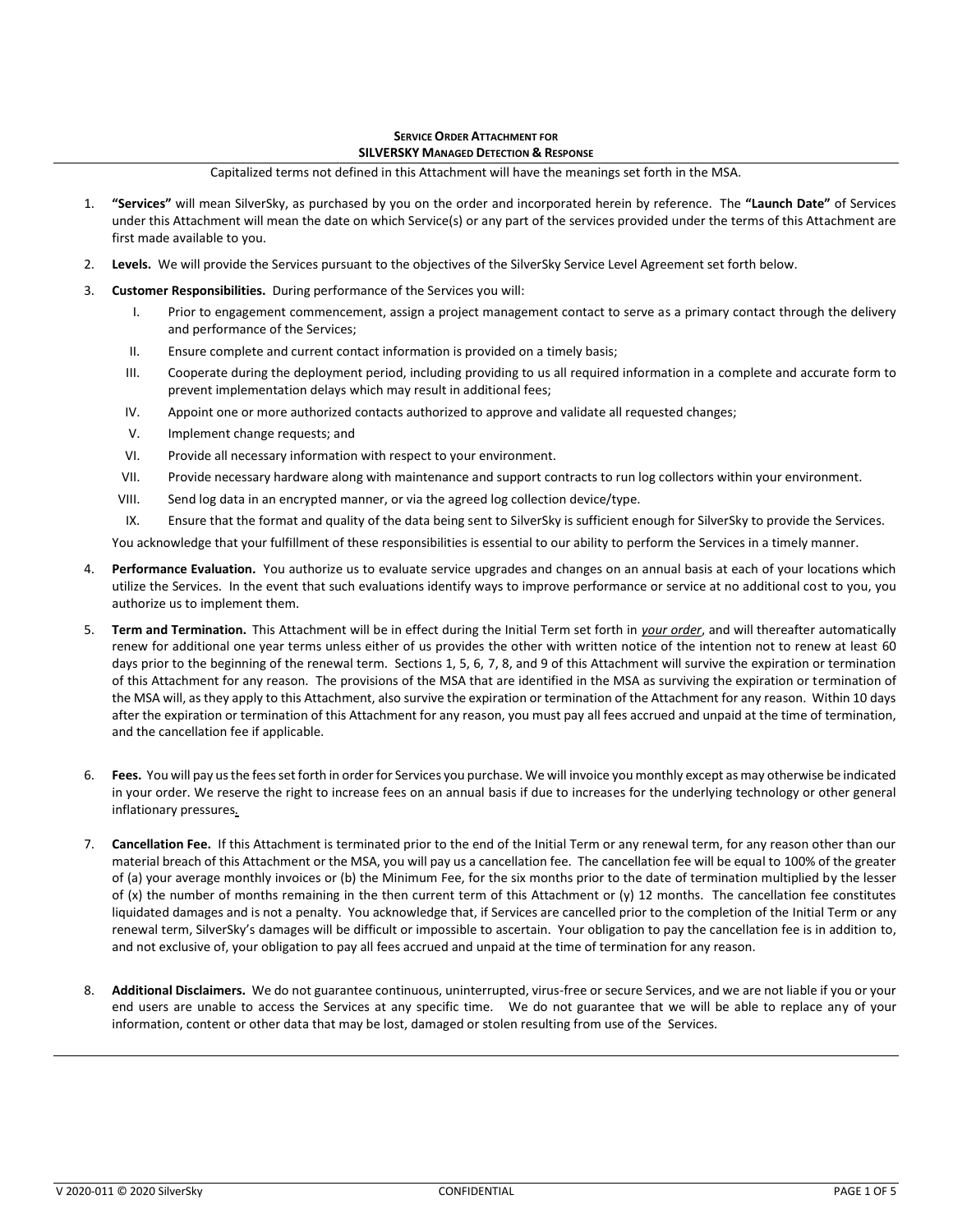**SERVICE ORDER ATTACHMENT FOR**
**SILVERSKY MANAGED DETECTION & RESPONSE**

Capitalized terms not defined in this Attachment will have the meanings set forth in the MSA.

1. **"Services"** will mean SilverSky, as purchased by you on the order and incorporated herein by reference. The **"Launch Date"** of Services under this Attachment will mean the date on which Service(s) or any part of the services provided under the terms of this Attachment are first made available to you.

2. **Levels.** We will provide the Services pursuant to the objectives of the SilverSky Service Level Agreement set forth below.

3. **Customer Responsibilities.** During performance of the Services you will:

   I. Prior to engagement commencement, assign a project management contact to serve as a primary contact through the delivery and performance of the Services;

   II. Ensure complete and current contact information is provided on a timely basis;

   III. Cooperate during the deployment period, including providing to us all required information in a complete and accurate form to prevent implementation delays which may result in additional fees;

   IV. Appoint one or more authorized contacts authorized to approve and validate all requested changes;

   V. Implement change requests; and

   VI. Provide all necessary information with respect to your environment.

   VII. Provide necessary hardware along with maintenance and support contracts to run log collectors within your environment.

   VIII. Send log data in an encrypted manner, or via the agreed log collection device/type.

   IX. Ensure that the format and quality of the data being sent to SilverSky is sufficient enough for SilverSky to provide the Services.

   You acknowledge that your fulfillment of these responsibilities is essential to our ability to perform the Services in a timely manner.

4. **Performance Evaluation.** You authorize us to evaluate service upgrades and changes on an annual basis at each of your locations which utilize the Services. In the event that such evaluations identify ways to improve performance or service at no additional cost to you, you authorize us to implement them.

5. **Term and Termination.** This Attachment will be in effect during the Initial Term set forth in *your order*, and will thereafter automatically renew for additional one year terms unless either of us provides the other with written notice of the intention not to renew at least 60 days prior to the beginning of the renewal term. Sections 1, 5, 6, 7, 8, and 9 of this Attachment will survive the expiration or termination of this Attachment for any reason. The provisions of the MSA that are identified in the MSA as surviving the expiration or termination of the MSA will, as they apply to this Attachment, also survive the expiration or termination of the Attachment for any reason. Within 10 days after the expiration or termination of this Attachment for any reason, you must pay all fees accrued and unpaid at the time of termination, and the cancellation fee if applicable.

6. **Fees.** You will pay us the fees set forth in order for Services you purchase. We will invoice you monthly except as may otherwise be indicated in your order. We reserve the right to increase fees on an annual basis if due to increases for the underlying technology or other general inflationary pressures.

7. **Cancellation Fee.** If this Attachment is terminated prior to the end of the Initial Term or any renewal term, for any reason other than our material breach of this Attachment or the MSA, you will pay us a cancellation fee. The cancellation fee will be equal to 100% of the greater of (a) your average monthly invoices or (b) the Minimum Fee, for the six months prior to the date of termination multiplied by the lesser of (x) the number of months remaining in the then current term of this Attachment or (y) 12 months. The cancellation fee constitutes liquidated damages and is not a penalty. You acknowledge that, if Services are cancelled prior to the completion of the Initial Term or any renewal term, SilverSky's damages will be difficult or impossible to ascertain. Your obligation to pay the cancellation fee is in addition to, and not exclusive of, your obligation to pay all fees accrued and unpaid at the time of termination for any reason.

8. **Additional Disclaimers.** We do not guarantee continuous, uninterrupted, virus-free or secure Services, and we are not liable if you or your end users are unable to access the Services at any specific time. We do not guarantee that we will be able to replace any of your information, content or other data that may be lost, damaged or stolen resulting from use of the Services.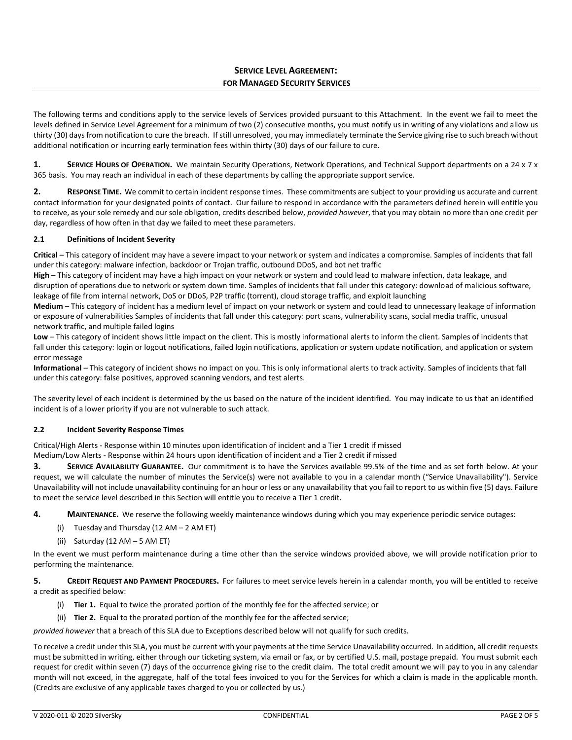## SERVICE LEVEL AGREEMENT: FOR MANAGED SECURITY SERVICES

The following terms and conditions apply to the service levels of Services provided pursuant to this Attachment. In the event we fail to meet the levels defined in Service Level Agreement for a minimum of two (2) consecutive months, you must notify us in writing of any violations and allow us thirty (30) days from notification to cure the breach. If still unresolved, you may immediately terminate the Service giving rise to such breach without additional notification or incurring early termination fees within thirty (30) days of our failure to cure.

**1. SERVICE HOURS OF OPERATION.** We maintain Security Operations, Network Operations, and Technical Support departments on a 24 x 7 x 365 basis. You may reach an individual in each of these departments by calling the appropriate support service.

**2. RESPONSE TIME.** We commit to certain incident response times. These commitments are subject to your providing us accurate and current contact information for your designated points of contact. Our failure to respond in accordance with the parameters defined herein will entitle you to receive, as your sole remedy and our sole obligation, credits described below, *provided however*, that you may obtain no more than one credit per day, regardless of how often in that day we failed to meet these parameters.

### 2.1 Definitions of Incident Severity

**Critical** – This category of incident may have a severe impact to your network or system and indicates a compromise. Samples of incidents that fall under this category: malware infection, backdoor or Trojan traffic, outbound DDoS, and bot net traffic

**High** – This category of incident may have a high impact on your network or system and could lead to malware infection, data leakage, and disruption of operations due to network or system down time. Samples of incidents that fall under this category: download of malicious software, leakage of file from internal network, DoS or DDoS, P2P traffic (torrent), cloud storage traffic, and exploit launching

**Medium** – This category of incident has a medium level of impact on your network or system and could lead to unnecessary leakage of information or exposure of vulnerabilities Samples of incidents that fall under this category: port scans, vulnerability scans, social media traffic, unusual network traffic, and multiple failed logins

**Low** – This category of incident shows little impact on the client. This is mostly informational alerts to inform the client. Samples of incidents that fall under this category: login or logout notifications, failed login notifications, application or system update notification, and application or system error message

**Informational** – This category of incident shows no impact on you. This is only informational alerts to track activity. Samples of incidents that fall under this category: false positives, approved scanning vendors, and test alerts.

The severity level of each incident is determined by the us based on the nature of the incident identified. You may indicate to us that an identified incident is of a lower priority if you are not vulnerable to such attack.

### 2.2 Incident Severity Response Times

Critical/High Alerts - Response within 10 minutes upon identification of incident and a Tier 1 credit if missed

Medium/Low Alerts - Response within 24 hours upon identification of incident and a Tier 2 credit if missed

**3. SERVICE AVAILABILITY GUARANTEE.** Our commitment is to have the Services available 99.5% of the time and as set forth below. At your request, we will calculate the number of minutes the Service(s) were not available to you in a calendar month ("Service Unavailability"). Service Unavailability will not include unavailability continuing for an hour or less or any unavailability that you fail to report to us within five (5) days. Failure to meet the service level described in this Section will entitle you to receive a Tier 1 credit.

**4. MAINTENANCE.** We reserve the following weekly maintenance windows during which you may experience periodic service outages:

(i) Tuesday and Thursday (12 AM – 2 AM ET)

(ii) Saturday (12 AM – 5 AM ET)

In the event we must perform maintenance during a time other than the service windows provided above, we will provide notification prior to performing the maintenance.

**5. CREDIT REQUEST AND PAYMENT PROCEDURES.** For failures to meet service levels herein in a calendar month, you will be entitled to receive a credit as specified below:

(i) **Tier 1.** Equal to twice the prorated portion of the monthly fee for the affected service; or

(ii) **Tier 2.** Equal to the prorated portion of the monthly fee for the affected service;

*provided however* that a breach of this SLA due to Exceptions described below will not qualify for such credits.

To receive a credit under this SLA, you must be current with your payments at the time Service Unavailability occurred. In addition, all credit requests must be submitted in writing, either through our ticketing system, via email or fax, or by certified U.S. mail, postage prepaid. You must submit each request for credit within seven (7) days of the occurrence giving rise to the credit claim. The total credit amount we will pay to you in any calendar month will not exceed, in the aggregate, half of the total fees invoiced to you for the Services for which a claim is made in the applicable month. (Credits are exclusive of any applicable taxes charged to you or collected by us.)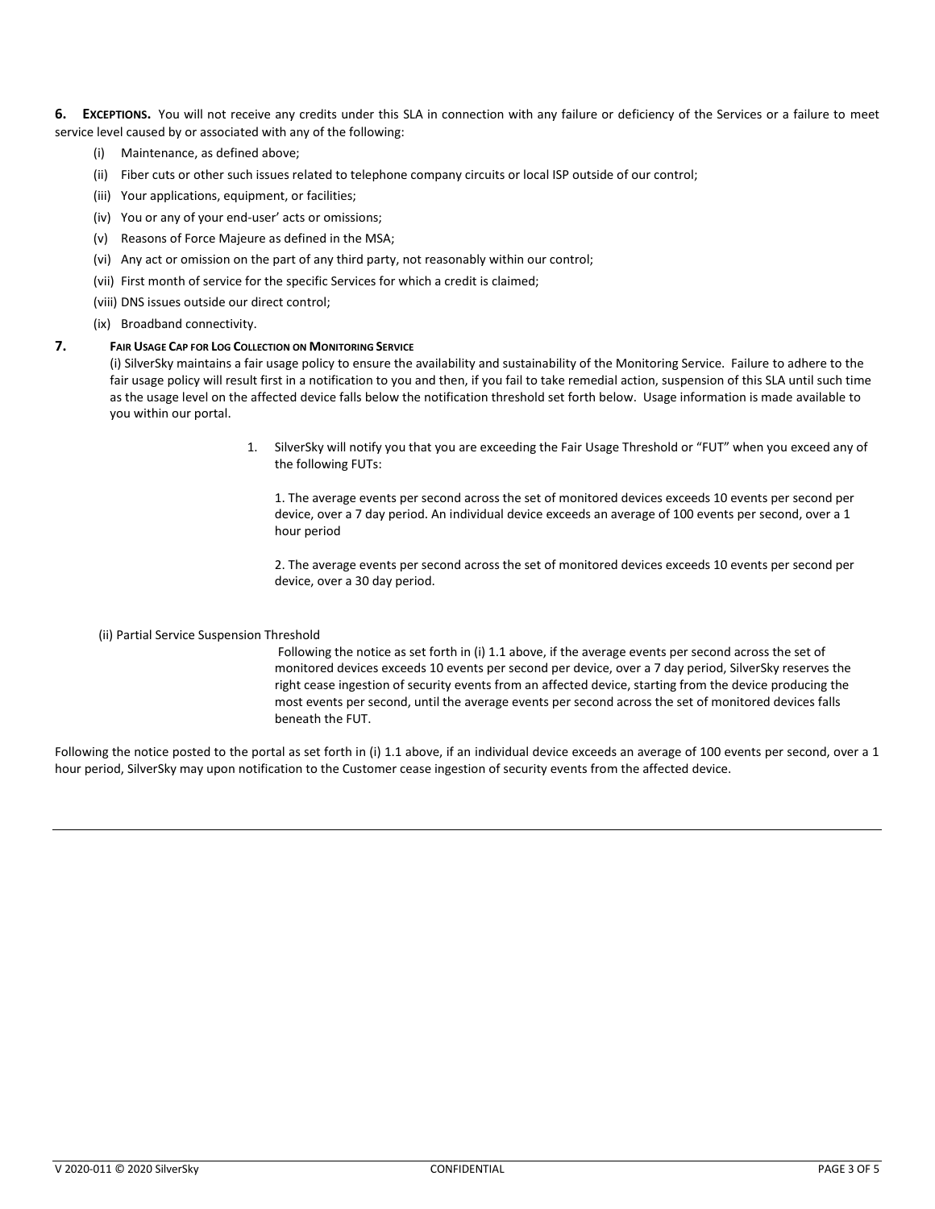**6. EXCEPTIONS.** You will not receive any credits under this SLA in connection with any failure or deficiency of the Services or a failure to meet service level caused by or associated with any of the following:

- (i) Maintenance, as defined above;
- (ii) Fiber cuts or other such issues related to telephone company circuits or local ISP outside of our control;
- (iii) Your applications, equipment, or facilities;
- (iv) You or any of your end-user' acts or omissions;
- (v) Reasons of Force Majeure as defined in the MSA;
- (vi) Any act or omission on the part of any third party, not reasonably within our control;
- (vii) First month of service for the specific Services for which a credit is claimed;
- (viii) DNS issues outside our direct control;
- (ix) Broadband connectivity.

**7. FAIR USAGE CAP FOR LOG COLLECTION ON MONITORING SERVICE**

(i) SilverSky maintains a fair usage policy to ensure the availability and sustainability of the Monitoring Service. Failure to adhere to the fair usage policy will result first in a notification to you and then, if you fail to take remedial action, suspension of this SLA until such time as the usage level on the affected device falls below the notification threshold set forth below. Usage information is made available to you within our portal.

1. SilverSky will notify you that you are exceeding the Fair Usage Threshold or "FUT" when you exceed any of the following FUTs:

   1. The average events per second across the set of monitored devices exceeds 10 events per second per device, over a 7 day period. An individual device exceeds an average of 100 events per second, over a 1 hour period

   2. The average events per second across the set of monitored devices exceeds 10 events per second per device, over a 30 day period.

(ii) Partial Service Suspension Threshold

Following the notice as set forth in (i) 1.1 above, if the average events per second across the set of monitored devices exceeds 10 events per second per device, over a 7 day period, SilverSky reserves the right cease ingestion of security events from an affected device, starting from the device producing the most events per second, until the average events per second across the set of monitored devices falls beneath the FUT.

Following the notice posted to the portal as set forth in (i) 1.1 above, if an individual device exceeds an average of 100 events per second, over a 1 hour period, SilverSky may upon notification to the Customer cease ingestion of security events from the affected device.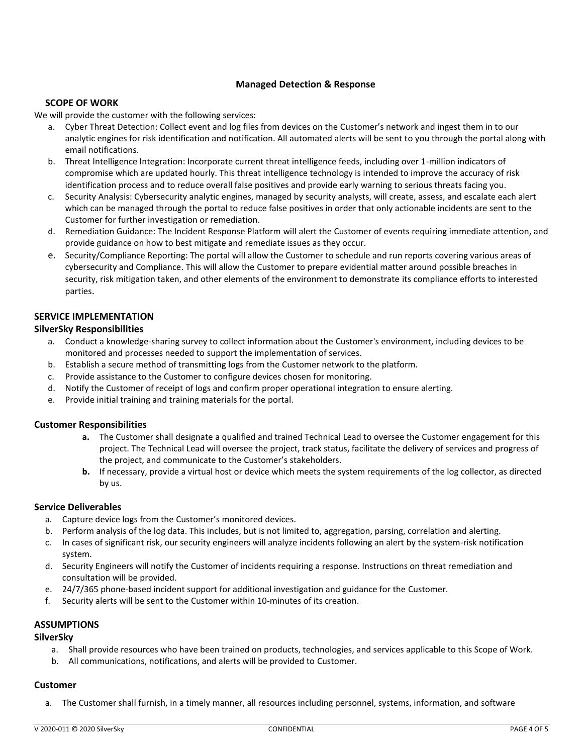# Managed Detection & Response

## SCOPE OF WORK

We will provide the customer with the following services:

a. Cyber Threat Detection: Collect event and log files from devices on the Customer's network and ingest them in to our analytic engines for risk identification and notification. All automated alerts will be sent to you through the portal along with email notifications.
b. Threat Intelligence Integration: Incorporate current threat intelligence feeds, including over 1-million indicators of compromise which are updated hourly. This threat intelligence technology is intended to improve the accuracy of risk identification process and to reduce overall false positives and provide early warning to serious threats facing you.
c. Security Analysis: Cybersecurity analytic engines, managed by security analysts, will create, assess, and escalate each alert which can be managed through the portal to reduce false positives in order that only actionable incidents are sent to the Customer for further investigation or remediation.
d. Remediation Guidance: The Incident Response Platform will alert the Customer of events requiring immediate attention, and provide guidance on how to best mitigate and remediate issues as they occur.
e. Security/Compliance Reporting: The portal will allow the Customer to schedule and run reports covering various areas of cybersecurity and Compliance. This will allow the Customer to prepare evidential matter around possible breaches in security, risk mitigation taken, and other elements of the environment to demonstrate its compliance efforts to interested parties.

## SERVICE IMPLEMENTATION

### SilverSky Responsibilities

a. Conduct a knowledge-sharing survey to collect information about the Customer's environment, including devices to be monitored and processes needed to support the implementation of services.
b. Establish a secure method of transmitting logs from the Customer network to the platform.
c. Provide assistance to the Customer to configure devices chosen for monitoring.
d. Notify the Customer of receipt of logs and confirm proper operational integration to ensure alerting.
e. Provide initial training and training materials for the portal.

### Customer Responsibilities

**a.** The Customer shall designate a qualified and trained Technical Lead to oversee the Customer engagement for this project. The Technical Lead will oversee the project, track status, facilitate the delivery of services and progress of the project, and communicate to the Customer's stakeholders.
**b.** If necessary, provide a virtual host or device which meets the system requirements of the log collector, as directed by us.

### Service Deliverables

a. Capture device logs from the Customer's monitored devices.
b. Perform analysis of the log data. This includes, but is not limited to, aggregation, parsing, correlation and alerting.
c. In cases of significant risk, our security engineers will analyze incidents following an alert by the system-risk notification system.
d. Security Engineers will notify the Customer of incidents requiring a response. Instructions on threat remediation and consultation will be provided.
e. 24/7/365 phone-based incident support for additional investigation and guidance for the Customer.
f. Security alerts will be sent to the Customer within 10-minutes of its creation.

## ASSUMPTIONS

### SilverSky

a. Shall provide resources who have been trained on products, technologies, and services applicable to this Scope of Work.
b. All communications, notifications, and alerts will be provided to Customer.

### Customer

a. The Customer shall furnish, in a timely manner, all resources including personnel, systems, information, and software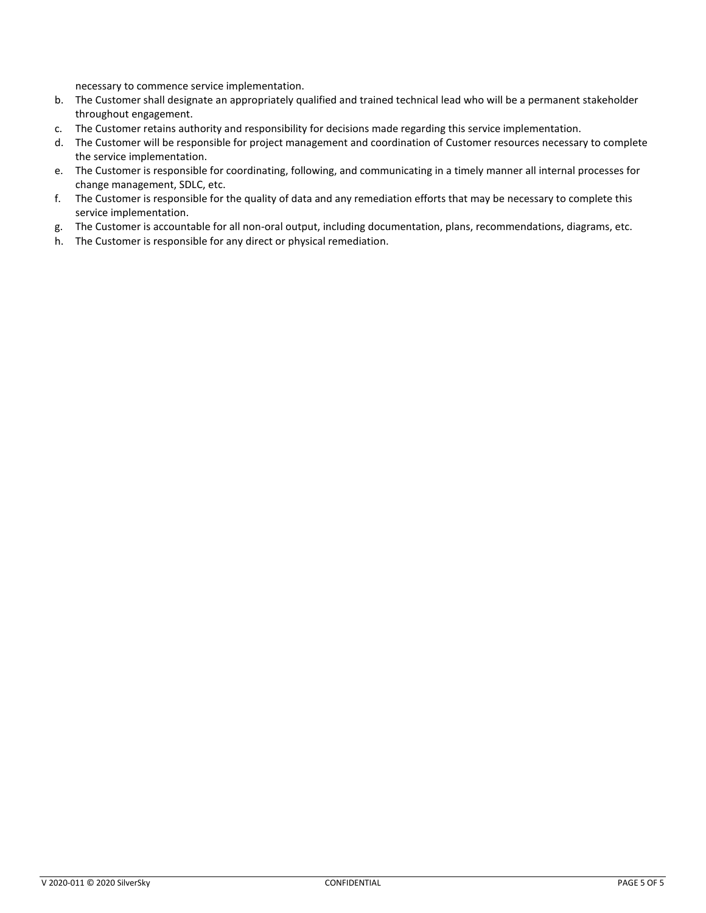necessary to commence service implementation.

b. The Customer shall designate an appropriately qualified and trained technical lead who will be a permanent stakeholder throughout engagement.
c. The Customer retains authority and responsibility for decisions made regarding this service implementation.
d. The Customer will be responsible for project management and coordination of Customer resources necessary to complete the service implementation.
e. The Customer is responsible for coordinating, following, and communicating in a timely manner all internal processes for change management, SDLC, etc.
f. The Customer is responsible for the quality of data and any remediation efforts that may be necessary to complete this service implementation.
g. The Customer is accountable for all non-oral output, including documentation, plans, recommendations, diagrams, etc.
h. The Customer is responsible for any direct or physical remediation.